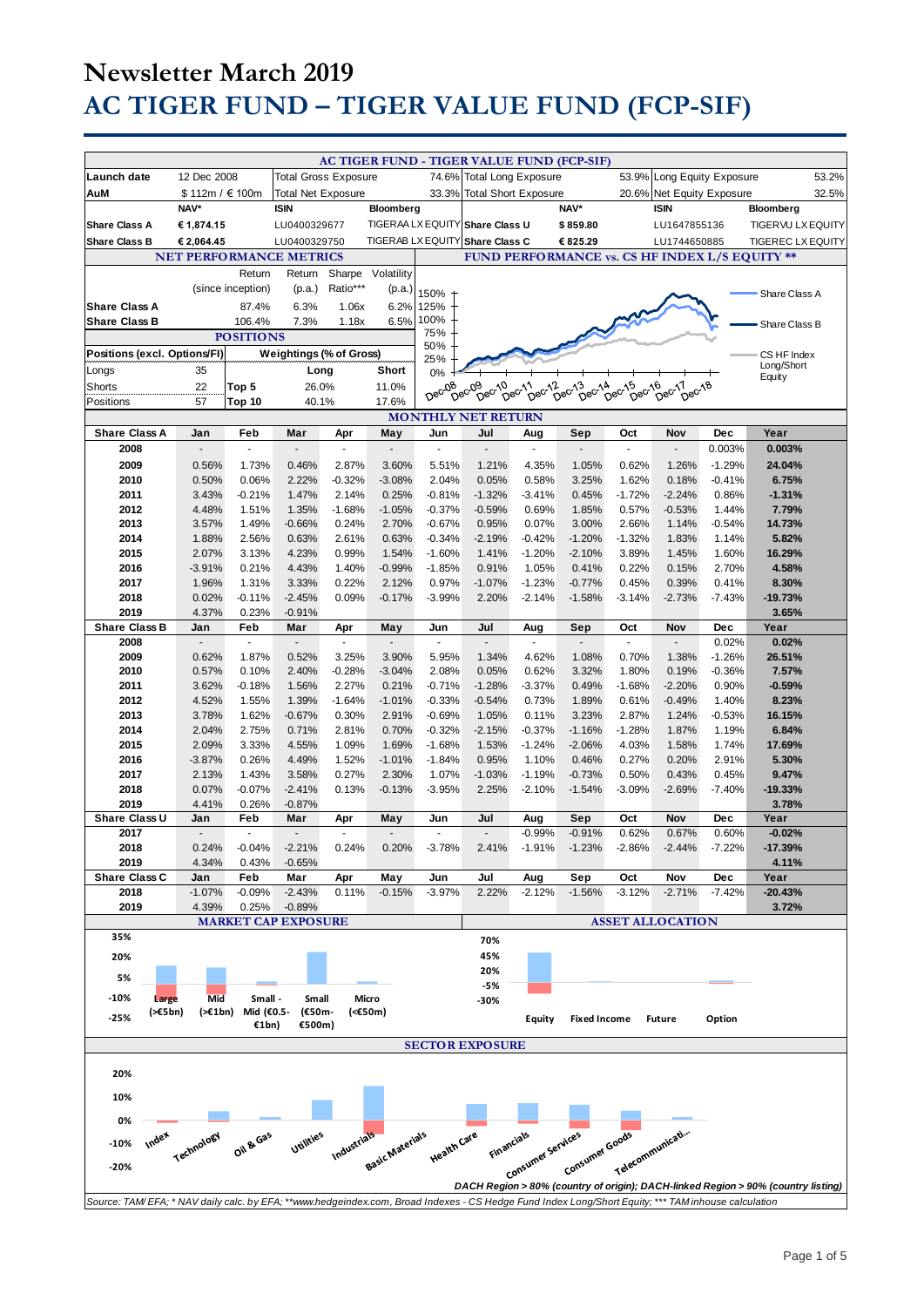# Newsletter March 2019

# AC TIGER FUND – TIGER VALUE FUND (FCP-SIF)

## AC TIGER FUND - TIGER VALUE FUND (FCP-SIF)

| | | | | | | | |
|---|---|---|---|---|---|---|---|
| Launch date | 12 Dec 2008 | Total Gross Exposure | 74.6% | Total Long Exposure | 53.9% | Long Equity Exposure | 53.2% |
| AuM | $ 112m / € 100m | Total Net Exposure | 33.3% | Total Short Exposure | 20.6% | Net Equity Exposure | 32.5% |

| | NAV* | ISIN | Bloomberg | | NAV* | ISIN | Bloomberg |
|---|---|---|---|---|---|---|---|
| Share Class A | € 1,874.15 | LU0400329677 | TIGERAA LX EQUITY | Share Class U | $ 859.80 | LU1647855136 | TIGERVU LX EQUITY |
| Share Class B | € 2,064.45 | LU0400329750 | TIGERAB LX EQUITY | Share Class C | € 825.29 | LU1744650885 | TIGEREC LX EQUITY |

### NET PERFORMANCE METRICS

| | Return (since inception) | Return (p.a.) | Sharpe Ratio*** | Volatility (p.a.) |
|---|---|---|---|---|
| Share Class A | 87.4% | 6.3% | 1.06x | 6.2% |
| Share Class B | 106.4% | 7.3% | 1.18x | 6.5% |

### POSITIONS

| Positions (excl. Options/FI) | | Weightings (% of Gross) | Long | Short |
|---|---|---|---|---|
| Longs | 35 | | | |
| Shorts | 22 | Top 5 | 26.0% | 11.0% |
| Positions | 57 | Top 10 | 40.1% | 17.6% |

### FUND PERFORMANCE vs. CS HF INDEX L/S EQUITY **

Chart legend: Share Class A; Share Class B; CS HF Index Long/Short Equity (Dec-08 to Dec-18; 0% to 150%)

### MONTHLY NET RETURN

| Share Class A | Jan | Feb | Mar | Apr | May | Jun | Jul | Aug | Sep | Oct | Nov | Dec | Year |
|---|---|---|---|---|---|---|---|---|---|---|---|---|---|
| 2008 | - | - | - | - | - | - | - | - | - | - | - | 0.003% | **0.003%** |
| 2009 | 0.56% | 1.73% | 0.46% | 2.87% | 3.60% | 5.51% | 1.21% | 4.35% | 1.05% | 0.62% | 1.26% | -1.29% | **24.04%** |
| 2010 | 0.50% | 0.06% | 2.22% | -0.32% | -3.08% | 2.04% | 0.05% | 0.58% | 3.25% | 1.62% | 0.18% | -0.41% | **6.75%** |
| 2011 | 3.43% | -0.21% | 1.47% | 2.14% | 0.25% | -0.81% | -1.32% | -3.41% | 0.45% | -1.72% | -2.24% | 0.86% | **-1.31%** |
| 2012 | 4.48% | 1.51% | 1.35% | -1.68% | -1.05% | -0.37% | -0.59% | 0.69% | 1.85% | 0.57% | -0.53% | 1.44% | **7.79%** |
| 2013 | 3.57% | 1.49% | -0.66% | 0.24% | 2.70% | -0.67% | 0.95% | 0.07% | 3.00% | 2.66% | 1.14% | -0.54% | **14.73%** |
| 2014 | 1.88% | 2.56% | 0.63% | 2.61% | 0.63% | -0.34% | -2.19% | -0.42% | -1.20% | -1.32% | 1.83% | 1.14% | **5.82%** |
| 2015 | 2.07% | 3.13% | 4.23% | 0.99% | 1.54% | -1.60% | 1.41% | -1.20% | -2.10% | 3.89% | 1.45% | 1.60% | **16.29%** |
| 2016 | -3.91% | 0.21% | 4.43% | 1.40% | -0.99% | -1.85% | 0.91% | 0.11% | 3.23% | 0.22% | 0.15% | 2.70% | **4.58%** |
| 2017 | 1.96% | 1.31% | 3.33% | 0.22% | 2.12% | 0.97% | -1.07% | -1.23% | -0.77% | 0.45% | 0.39% | 0.41% | **8.30%** |
| 2018 | 0.02% | -0.11% | -2.45% | 0.09% | -0.17% | -3.99% | 2.20% | -2.14% | -1.58% | -3.14% | -2.73% | -7.43% | **-19.73%** |
| 2019 | 4.37% | 0.23% | -0.91% | | | | | | | | | | **3.65%** |

| Share Class B | Jan | Feb | Mar | Apr | May | Jun | Jul | Aug | Sep | Oct | Nov | Dec | Year |
|---|---|---|---|---|---|---|---|---|---|---|---|---|---|
| 2008 | - | - | - | - | - | - | - | - | - | - | - | 0.02% | **0.02%** |
| 2009 | 0.62% | 1.87% | 0.52% | 3.25% | 3.90% | 5.95% | 1.34% | 4.62% | 1.08% | 0.70% | 1.38% | -1.26% | **26.51%** |
| 2010 | 0.57% | 0.10% | 2.40% | -0.28% | -3.04% | 2.08% | 0.05% | 0.62% | 3.32% | 1.80% | 0.19% | -0.36% | **7.57%** |
| 2011 | 3.62% | -0.18% | 1.56% | 2.27% | 0.21% | -0.71% | -1.28% | -3.37% | 0.49% | -1.68% | -2.20% | 0.90% | **-0.59%** |
| 2012 | 4.52% | 1.55% | 1.39% | -1.64% | -1.01% | -0.33% | -0.54% | 0.73% | 1.89% | 0.61% | -0.49% | 1.40% | **8.23%** |
| 2013 | 3.78% | 1.62% | -0.67% | 0.30% | 2.91% | -0.69% | 1.05% | 0.15% | 3.23% | 2.87% | 1.24% | -0.53% | **16.15%** |
| 2014 | 2.04% | 2.75% | 0.71% | 2.81% | 0.70% | -0.32% | -2.15% | -0.37% | -1.16% | -1.28% | 1.87% | 1.19% | **6.84%** |
| 2015 | 2.09% | 3.33% | 4.55% | 1.09% | 1.69% | -1.68% | 1.53% | -1.24% | -2.06% | 4.03% | 1.58% | 1.74% | **17.69%** |
| 2016 | -3.87% | 0.26% | 4.49% | 1.52% | -1.01% | -1.84% | 0.95% | 1.10% | 0.46% | 0.27% | 0.20% | 2.91% | **5.30%** |
| 2017 | 2.13% | 1.43% | 3.58% | 0.27% | 2.30% | 1.07% | -1.03% | -1.19% | -0.73% | 0.50% | 0.43% | 0.45% | **9.47%** |
| 2018 | 0.07% | -0.07% | -2.41% | 0.13% | -0.13% | -3.95% | 2.25% | -2.10% | -1.54% | -3.09% | -2.69% | -7.40% | **-19.33%** |
| 2019 | 4.41% | 0.26% | -0.87% | | | | | | | | | | **3.78%** |

| Share Class U | Jan | Feb | Mar | Apr | May | Jun | Jul | Aug | Sep | Oct | Nov | Dec | Year |
|---|---|---|---|---|---|---|---|---|---|---|---|---|---|
| 2017 | - | - | - | - | - | - | - | -0.99% | -0.91% | 0.62% | 0.67% | 0.60% | **-0.02%** |
| 2018 | 0.24% | -0.04% | -2.21% | 0.24% | 0.20% | -3.78% | 2.41% | -1.91% | -1.23% | -2.86% | -2.44% | -7.22% | **-17.39%** |
| 2019 | 4.34% | 0.43% | -0.65% | | | | | | | | | | **4.11%** |

| Share Class C | Jan | Feb | Mar | Apr | May | Jun | Jul | Aug | Sep | Oct | Nov | Dec | Year |
|---|---|---|---|---|---|---|---|---|---|---|---|---|---|
| 2018 | -1.07% | -0.09% | -2.43% | 0.11% | -0.15% | -3.97% | 2.22% | -2.12% | -1.56% | -3.12% | -2.71% | -7.42% | **-20.43%** |
| 2019 | 4.39% | 0.25% | -0.89% | | | | | | | | | | **3.72%** |

### MARKET CAP EXPOSURE

Chart categories: Large (>€5bn); Mid (>€1bn); Small - Mid (€0.5-€1bn); Small (€50m-€500m); Micro (<€50m)

### ASSET ALLOCATION

Chart categories: Equity; Fixed Income; Future; Option

### SECTOR EXPOSURE

Chart categories: Index; Technology; Oil & Gas; Utilities; Industrials; Basic Materials; Health Care; Financials; Consumer Services; Consumer Goods; Telecommunicati...

*DACH Region > 80% (country of origin); DACH-linked Region > 90% (country listing)*

*Source: TAM/ EFA; * NAV daily calc. by EFA; **www.hedgeindex.com, Broad Indexes - CS Hedge Fund Index Long/Short Equity; *** TAM inhouse calculation*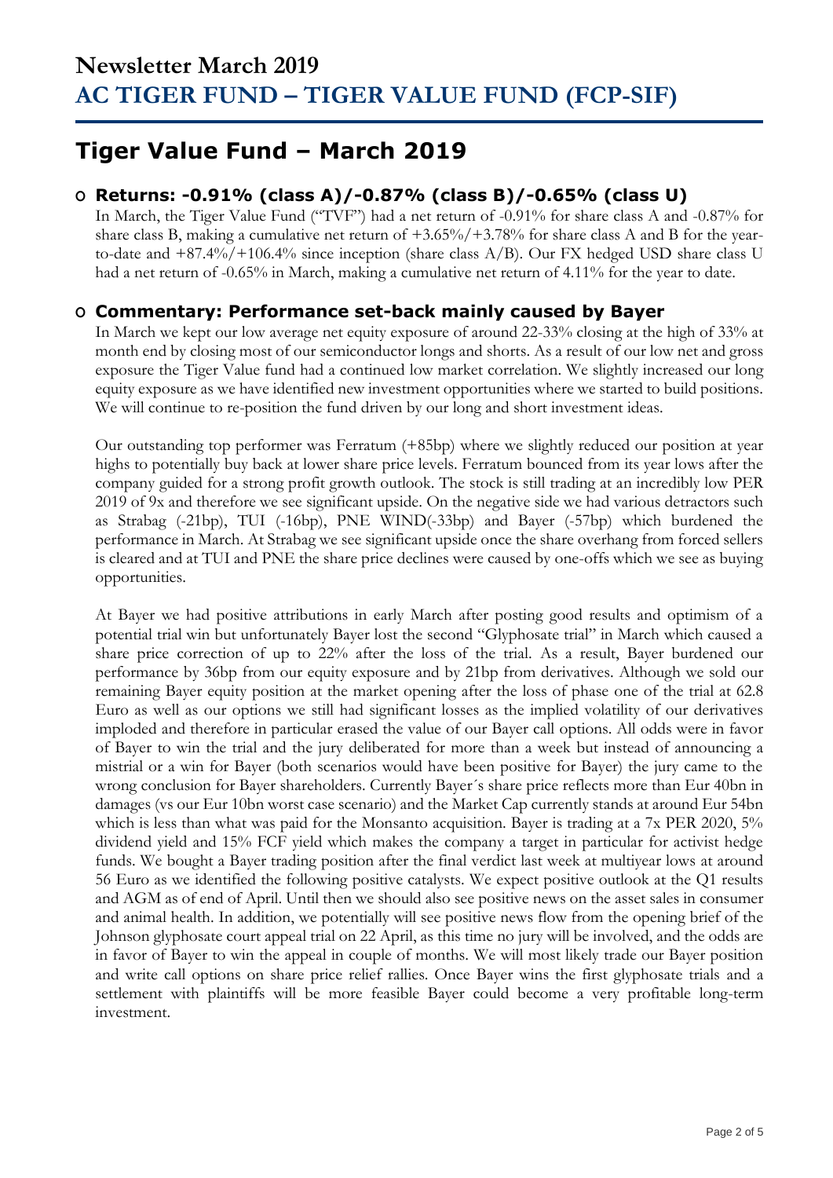# Newsletter March 2019
## AC TIGER FUND – TIGER VALUE FUND (FCP-SIF)

# Tiger Value Fund – March 2019

## Returns: -0.91% (class A)/-0.87% (class B)/-0.65% (class U)

In March, the Tiger Value Fund ("TVF") had a net return of -0.91% for share class A and -0.87% for share class B, making a cumulative net return of +3.65%/+3.78% for share class A and B for the year-to-date and +87.4%/+106.4% since inception (share class A/B). Our FX hedged USD share class U had a net return of -0.65% in March, making a cumulative net return of 4.11% for the year to date.

## Commentary: Performance set-back mainly caused by Bayer

In March we kept our low average net equity exposure of around 22-33% closing at the high of 33% at month end by closing most of our semiconductor longs and shorts. As a result of our low net and gross exposure the Tiger Value fund had a continued low market correlation. We slightly increased our long equity exposure as we have identified new investment opportunities where we started to build positions. We will continue to re-position the fund driven by our long and short investment ideas.

Our outstanding top performer was Ferratum (+85bp) where we slightly reduced our position at year highs to potentially buy back at lower share price levels. Ferratum bounced from its year lows after the company guided for a strong profit growth outlook. The stock is still trading at an incredibly low PER 2019 of 9x and therefore we see significant upside. On the negative side we had various detractors such as Strabag (-21bp), TUI (-16bp), PNE WIND(-33bp) and Bayer (-57bp) which burdened the performance in March. At Strabag we see significant upside once the share overhang from forced sellers is cleared and at TUI and PNE the share price declines were caused by one-offs which we see as buying opportunities.

At Bayer we had positive attributions in early March after posting good results and optimism of a potential trial win but unfortunately Bayer lost the second "Glyphosate trial" in March which caused a share price correction of up to 22% after the loss of the trial. As a result, Bayer burdened our performance by 36bp from our equity exposure and by 21bp from derivatives. Although we sold our remaining Bayer equity position at the market opening after the loss of phase one of the trial at 62.8 Euro as well as our options we still had significant losses as the implied volatility of our derivatives imploded and therefore in particular erased the value of our Bayer call options. All odds were in favor of Bayer to win the trial and the jury deliberated for more than a week but instead of announcing a mistrial or a win for Bayer (both scenarios would have been positive for Bayer) the jury came to the wrong conclusion for Bayer shareholders. Currently Bayer´s share price reflects more than Eur 40bn in damages (vs our Eur 10bn worst case scenario) and the Market Cap currently stands at around Eur 54bn which is less than what was paid for the Monsanto acquisition. Bayer is trading at a 7x PER 2020, 5% dividend yield and 15% FCF yield which makes the company a target in particular for activist hedge funds. We bought a Bayer trading position after the final verdict last week at multiyear lows at around 56 Euro as we identified the following positive catalysts. We expect positive outlook at the Q1 results and AGM as of end of April. Until then we should also see positive news on the asset sales in consumer and animal health. In addition, we potentially will see positive news flow from the opening brief of the Johnson glyphosate court appeal trial on 22 April, as this time no jury will be involved, and the odds are in favor of Bayer to win the appeal in couple of months. We will most likely trade our Bayer position and write call options on share price relief rallies. Once Bayer wins the first glyphosate trials and a settlement with plaintiffs will be more feasible Bayer could become a very profitable long-term investment.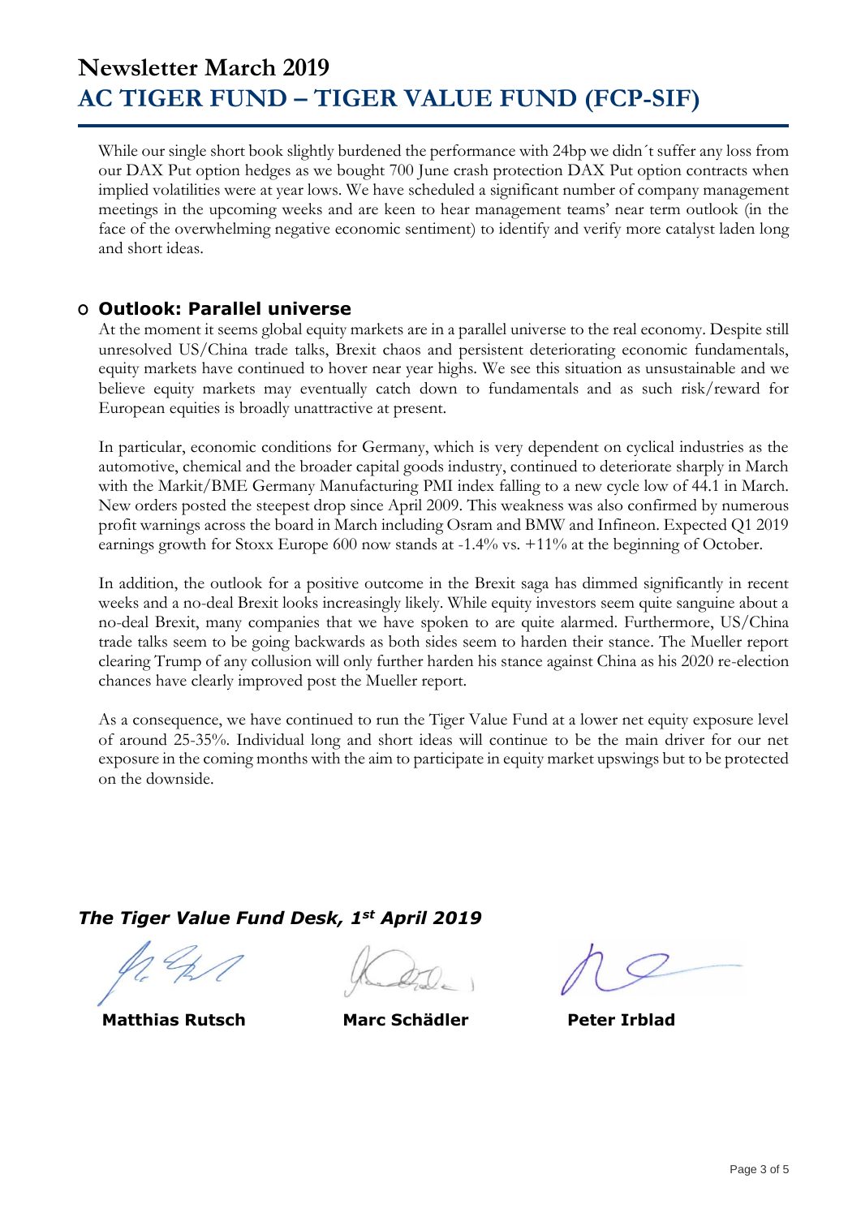While our single short book slightly burdened the performance with 24bp we didn´t suffer any loss from our DAX Put option hedges as we bought 700 June crash protection DAX Put option contracts when implied volatilities were at year lows. We have scheduled a significant number of company management meetings in the upcoming weeks and are keen to hear management teams' near term outlook (in the face of the overwhelming negative economic sentiment) to identify and verify more catalyst laden long and short ideas.

## Outlook: Parallel universe

At the moment it seems global equity markets are in a parallel universe to the real economy. Despite still unresolved US/China trade talks, Brexit chaos and persistent deteriorating economic fundamentals, equity markets have continued to hover near year highs. We see this situation as unsustainable and we believe equity markets may eventually catch down to fundamentals and as such risk/reward for European equities is broadly unattractive at present.

In particular, economic conditions for Germany, which is very dependent on cyclical industries as the automotive, chemical and the broader capital goods industry, continued to deteriorate sharply in March with the Markit/BME Germany Manufacturing PMI index falling to a new cycle low of 44.1 in March. New orders posted the steepest drop since April 2009. This weakness was also confirmed by numerous profit warnings across the board in March including Osram and BMW and Infineon. Expected Q1 2019 earnings growth for Stoxx Europe 600 now stands at -1.4% vs. +11% at the beginning of October.

In addition, the outlook for a positive outcome in the Brexit saga has dimmed significantly in recent weeks and a no-deal Brexit looks increasingly likely. While equity investors seem quite sanguine about a no-deal Brexit, many companies that we have spoken to are quite alarmed. Furthermore, US/China trade talks seem to be going backwards as both sides seem to harden their stance. The Mueller report clearing Trump of any collusion will only further harden his stance against China as his 2020 re-election chances have clearly improved post the Mueller report.

As a consequence, we have continued to run the Tiger Value Fund at a lower net equity exposure level of around 25-35%. Individual long and short ideas will continue to be the main driver for our net exposure in the coming months with the aim to participate in equity market upswings but to be protected on the downside.

***The Tiger Value Fund Desk, 1st April 2019***

**Matthias Rutsch** **Marc Schädler** **Peter Irblad**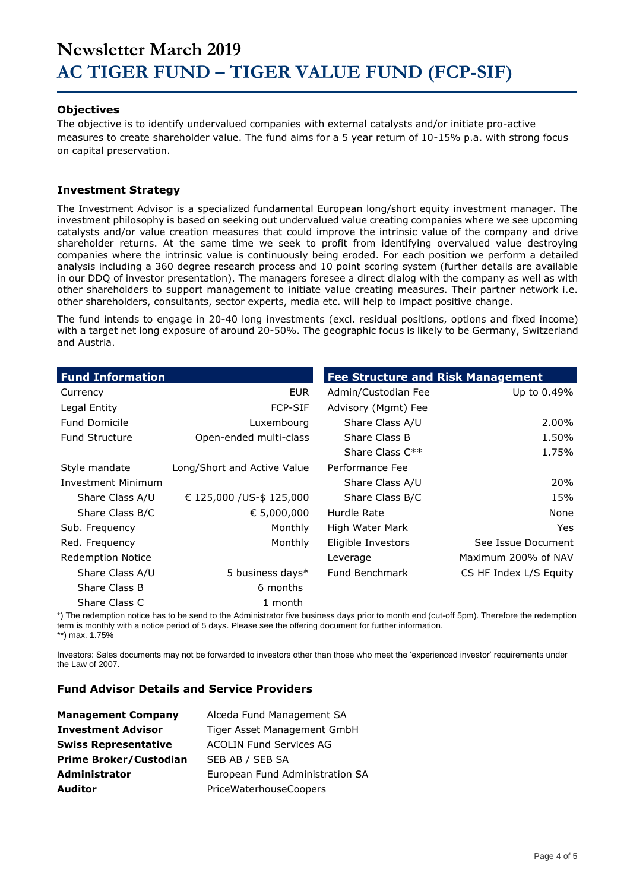# Newsletter March 2019
# AC TIGER FUND – TIGER VALUE FUND (FCP-SIF)

### Objectives

The objective is to identify undervalued companies with external catalysts and/or initiate pro-active measures to create shareholder value. The fund aims for a 5 year return of 10-15% p.a. with strong focus on capital preservation.

### Investment Strategy

The Investment Advisor is a specialized fundamental European long/short equity investment manager. The investment philosophy is based on seeking out undervalued value creating companies where we see upcoming catalysts and/or value creation measures that could improve the intrinsic value of the company and drive shareholder returns. At the same time we seek to profit from identifying overvalued value destroying companies where the intrinsic value is continuously being eroded. For each position we perform a detailed analysis including a 360 degree research process and 10 point scoring system (further details are available in our DDQ of investor presentation). The managers foresee a direct dialog with the company as well as with other shareholders to support management to initiate value creating measures. Their partner network i.e. other shareholders, consultants, sector experts, media etc. will help to impact positive change.

The fund intends to engage in 20-40 long investments (excl. residual positions, options and fixed income) with a target net long exposure of around 20-50%. The geographic focus is likely to be Germany, Switzerland and Austria.

| Fund Information | |
|---|---|
| Currency | EUR |
| Legal Entity | FCP-SIF |
| Fund Domicile | Luxembourg |
| Fund Structure | Open-ended multi-class |
| Style mandate | Long/Short and Active Value |
| Investment Minimum | |
| Share Class A/U | € 125,000 /US-$ 125,000 |
| Share Class B/C | € 5,000,000 |
| Sub. Frequency | Monthly |
| Red. Frequency | Monthly |
| Redemption Notice | |
| Share Class A/U | 5 business days* |
| Share Class B | 6 months |
| Share Class C | 1 month |

| Fee Structure and Risk Management | |
|---|---|
| Admin/Custodian Fee | Up to 0.49% |
| Advisory (Mgmt) Fee | |
| Share Class A/U | 2.00% |
| Share Class B | 1.50% |
| Share Class C** | 1.75% |
| Performance Fee | |
| Share Class A/U | 20% |
| Share Class B/C | 15% |
| Hurdle Rate | None |
| High Water Mark | Yes |
| Eligible Investors | See Issue Document |
| Leverage | Maximum 200% of NAV |
| Fund Benchmark | CS HF Index L/S Equity |

*) The redemption notice has to be send to the Administrator five business days prior to month end (cut-off 5pm). Therefore the redemption term is monthly with a notice period of 5 days. Please see the offering document for further information.
**) max. 1.75%

Investors: Sales documents may not be forwarded to investors other than those who meet the 'experienced investor' requirements under the Law of 2007.

### Fund Advisor Details and Service Providers

| | |
|---|---|
| **Management Company** | Alceda Fund Management SA |
| **Investment Advisor** | Tiger Asset Management GmbH |
| **Swiss Representative** | ACOLIN Fund Services AG |
| **Prime Broker/Custodian** | SEB AB / SEB SA |
| **Administrator** | European Fund Administration SA |
| **Auditor** | PriceWaterhouseCoopers |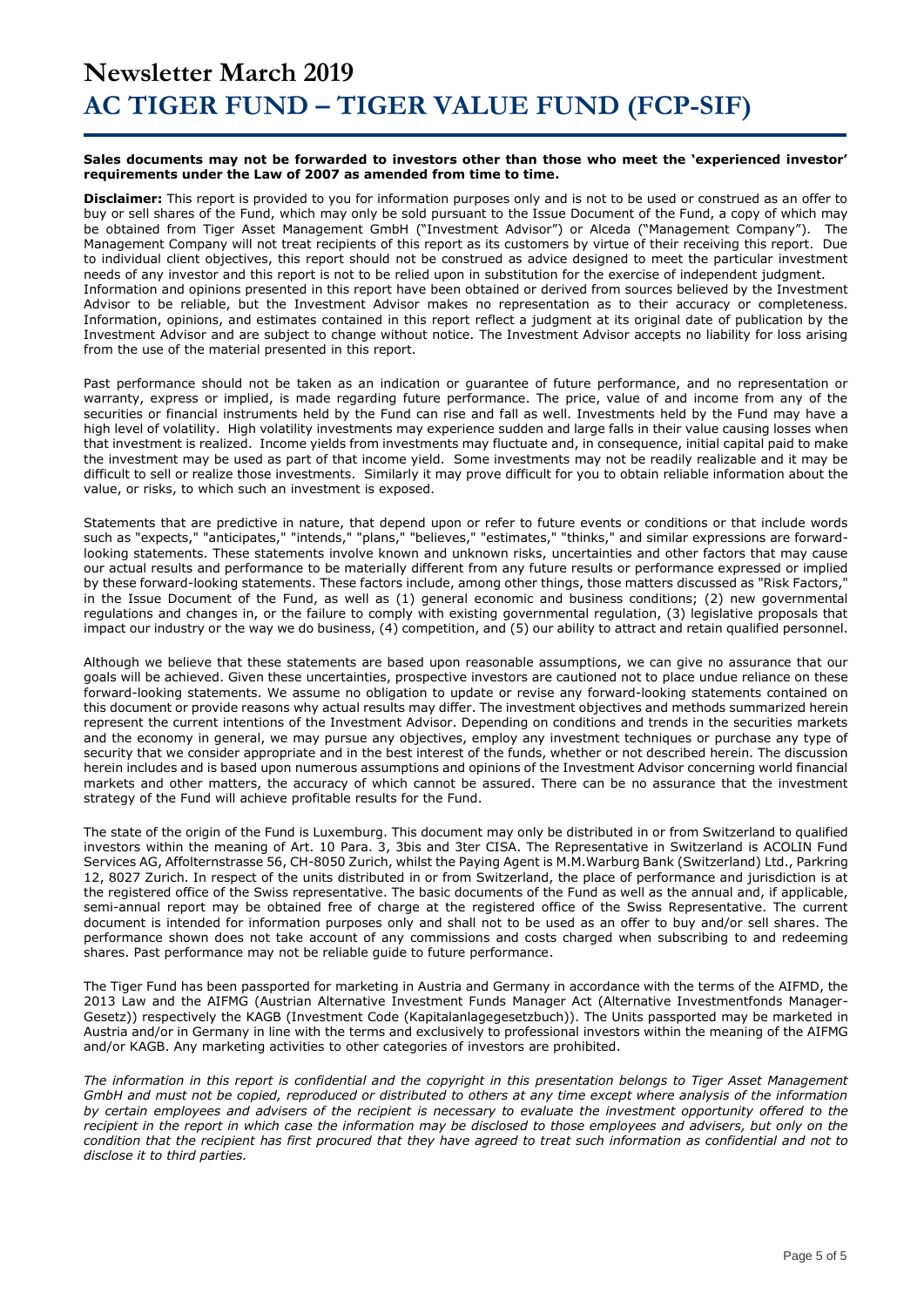# Newsletter March 2019

# AC TIGER FUND – TIGER VALUE FUND (FCP-SIF)

**Sales documents may not be forwarded to investors other than those who meet the 'experienced investor' requirements under the Law of 2007 as amended from time to time.**

**Disclaimer:** This report is provided to you for information purposes only and is not to be used or construed as an offer to buy or sell shares of the Fund, which may only be sold pursuant to the Issue Document of the Fund, a copy of which may be obtained from Tiger Asset Management GmbH ("Investment Advisor") or Alceda ("Management Company"). The Management Company will not treat recipients of this report as its customers by virtue of their receiving this report. Due to individual client objectives, this report should not be construed as advice designed to meet the particular investment needs of any investor and this report is not to be relied upon in substitution for the exercise of independent judgment. Information and opinions presented in this report have been obtained or derived from sources believed by the Investment Advisor to be reliable, but the Investment Advisor makes no representation as to their accuracy or completeness. Information, opinions, and estimates contained in this report reflect a judgment at its original date of publication by the Investment Advisor and are subject to change without notice. The Investment Advisor accepts no liability for loss arising from the use of the material presented in this report.

Past performance should not be taken as an indication or guarantee of future performance, and no representation or warranty, express or implied, is made regarding future performance. The price, value of and income from any of the securities or financial instruments held by the Fund can rise and fall as well. Investments held by the Fund may have a high level of volatility. High volatility investments may experience sudden and large falls in their value causing losses when that investment is realized. Income yields from investments may fluctuate and, in consequence, initial capital paid to make the investment may be used as part of that income yield. Some investments may not be readily realizable and it may be difficult to sell or realize those investments. Similarly it may prove difficult for you to obtain reliable information about the value, or risks, to which such an investment is exposed.

Statements that are predictive in nature, that depend upon or refer to future events or conditions or that include words such as "expects," "anticipates," "intends," "plans," "believes," "estimates," "thinks," and similar expressions are forward-looking statements. These statements involve known and unknown risks, uncertainties and other factors that may cause our actual results and performance to be materially different from any future results or performance expressed or implied by these forward-looking statements. These factors include, among other things, those matters discussed as "Risk Factors," in the Issue Document of the Fund, as well as (1) general economic and business conditions; (2) new governmental regulations and changes in, or the failure to comply with existing governmental regulation, (3) legislative proposals that impact our industry or the way we do business, (4) competition, and (5) our ability to attract and retain qualified personnel.

Although we believe that these statements are based upon reasonable assumptions, we can give no assurance that our goals will be achieved. Given these uncertainties, prospective investors are cautioned not to place undue reliance on these forward-looking statements. We assume no obligation to update or revise any forward-looking statements contained on this document or provide reasons why actual results may differ. The investment objectives and methods summarized herein represent the current intentions of the Investment Advisor. Depending on conditions and trends in the securities markets and the economy in general, we may pursue any objectives, employ any investment techniques or purchase any type of security that we consider appropriate and in the best interest of the funds, whether or not described herein. The discussion herein includes and is based upon numerous assumptions and opinions of the Investment Advisor concerning world financial markets and other matters, the accuracy of which cannot be assured. There can be no assurance that the investment strategy of the Fund will achieve profitable results for the Fund.

The state of the origin of the Fund is Luxemburg. This document may only be distributed in or from Switzerland to qualified investors within the meaning of Art. 10 Para. 3, 3bis and 3ter CISA. The Representative in Switzerland is ACOLIN Fund Services AG, Affolternstrasse 56, CH-8050 Zurich, whilst the Paying Agent is M.M.Warburg Bank (Switzerland) Ltd., Parkring 12, 8027 Zurich. In respect of the units distributed in or from Switzerland, the place of performance and jurisdiction is at the registered office of the Swiss representative. The basic documents of the Fund as well as the annual and, if applicable, semi-annual report may be obtained free of charge at the registered office of the Swiss Representative. The current document is intended for information purposes only and shall not to be used as an offer to buy and/or sell shares. The performance shown does not take account of any commissions and costs charged when subscribing to and redeeming shares. Past performance may not be reliable guide to future performance.

The Tiger Fund has been passported for marketing in Austria and Germany in accordance with the terms of the AIFMD, the 2013 Law and the AIFMG (Austrian Alternative Investment Funds Manager Act (Alternative Investmentfonds Manager-Gesetz)) respectively the KAGB (Investment Code (Kapitalanlagegesetzbuch)). The Units passported may be marketed in Austria and/or in Germany in line with the terms and exclusively to professional investors within the meaning of the AIFMG and/or KAGB. Any marketing activities to other categories of investors are prohibited.

*The information in this report is confidential and the copyright in this presentation belongs to Tiger Asset Management GmbH and must not be copied, reproduced or distributed to others at any time except where analysis of the information by certain employees and advisers of the recipient is necessary to evaluate the investment opportunity offered to the recipient in the report in which case the information may be disclosed to those employees and advisers, but only on the condition that the recipient has first procured that they have agreed to treat such information as confidential and not to disclose it to third parties.*